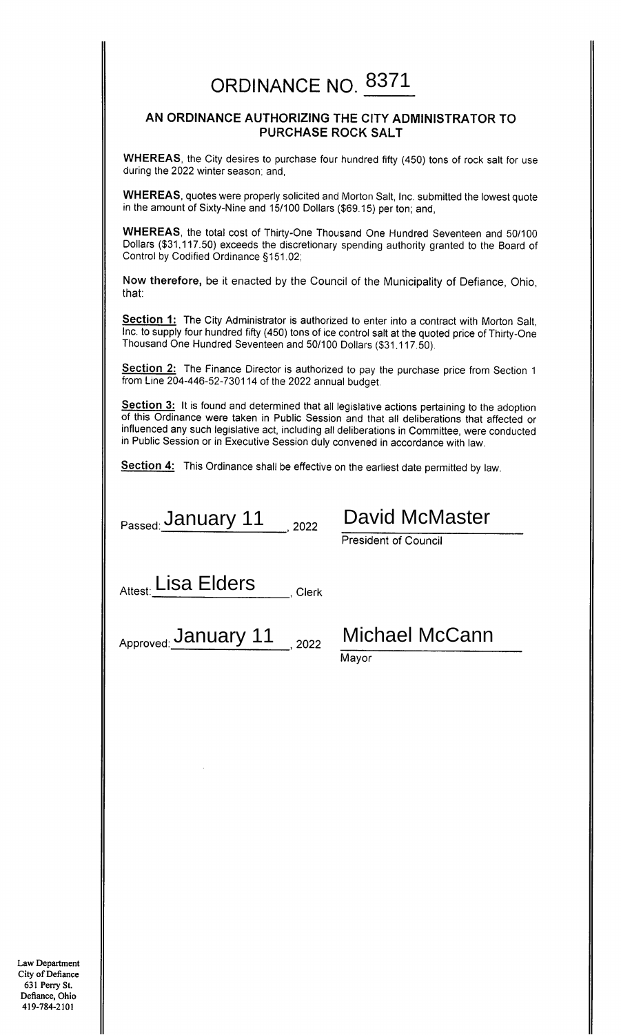# ORDINANCE NO. 8371

## AN ORDINANCE AUTHORIZING THE CITY ADMINISTRATOR TO PURCHASE ROCK SALT

**WHEREAS**, the City desires to purchase four hundred fifty (450) tons of rock salt for use during the 2022 winter season; and,

**WHEREAS**, quotes were properly solicited and Morton Salt, Inc. submitted the lowest quote in the amount of Sixty-Nine and 15/100 Dollars ($69.15) per ton; and,

**WHEREAS**, the total cost of Thirty-One Thousand One Hundred Seventeen and 50/100 Dollars ($31,117.50) exceeds the discretionary spending authority granted to the Board of Control by Codified Ordinance §151.02;

**Now therefore,** be it enacted by the Council of the Municipality of Defiance, Ohio, that:

**Section 1:** The City Administrator is authorized to enter into a contract with Morton Salt, Inc. to supply four hundred fifty (450) tons of ice control salt at the quoted price of Thirty-One Thousand One Hundred Seventeen and 50/100 Dollars ($31,117.50).

**Section 2:** The Finance Director is authorized to pay the purchase price from Section 1 from Line 204-446-52-730114 of the 2022 annual budget.

**Section 3:** It is found and determined that all legislative actions pertaining to the adoption of this Ordinance were taken in Public Session and that all deliberations that affected or influenced any such legislative act, including all deliberations in Committee, were conducted in Public Session or in Executive Session duly convened in accordance with law.

**Section 4:** This Ordinance shall be effective on the earliest date permitted by law.

Passed: January 11, 2022

David McMaster
President of Council

Attest: Lisa Elders, Clerk

Approved: January 11, 2022

Michael McCann
Mayor

Law Department
City of Defiance
631 Perry St.
Defiance, Ohio
419-784-2101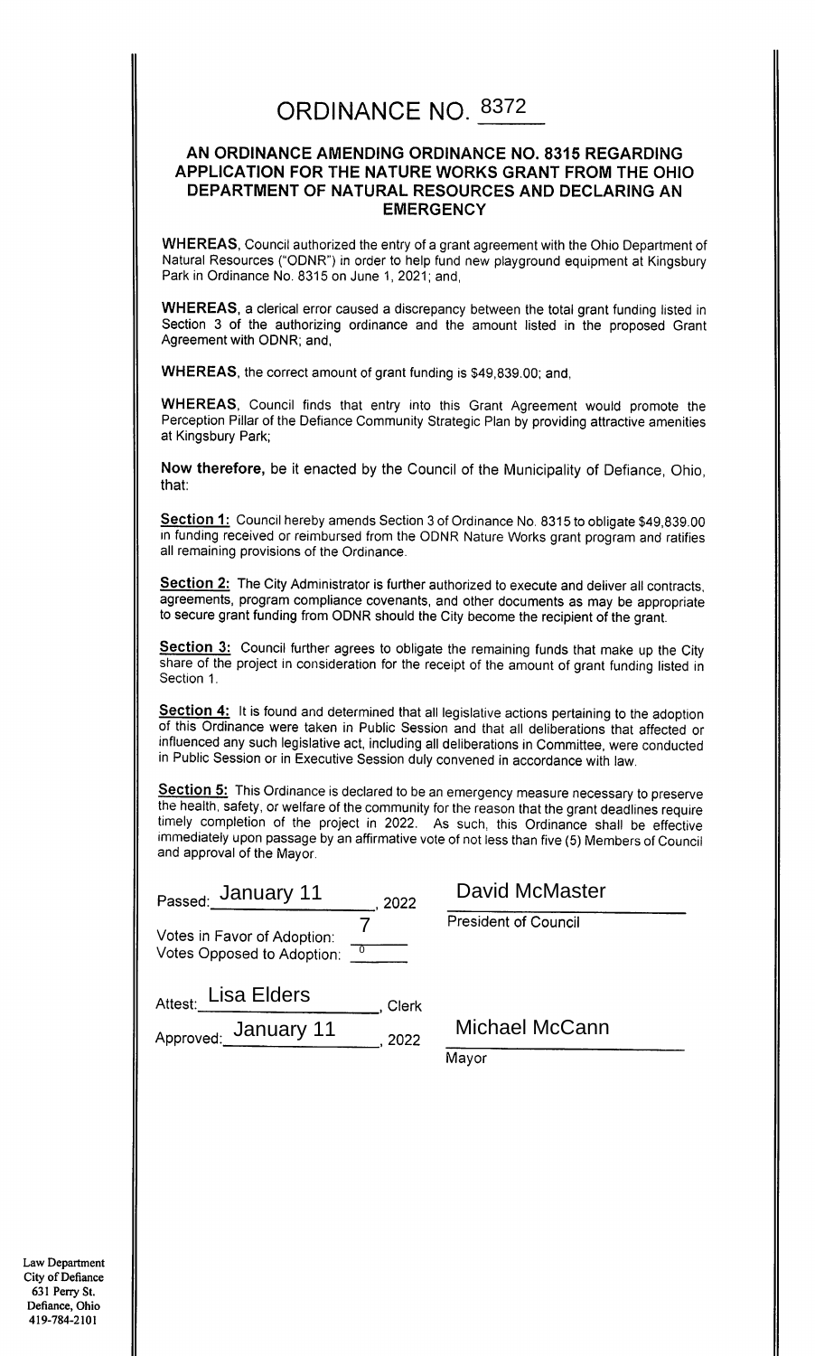# ORDINANCE NO. 8372

## AN ORDINANCE AMENDING ORDINANCE NO. 8315 REGARDING APPLICATION FOR THE NATURE WORKS GRANT FROM THE OHIO DEPARTMENT OF NATURAL RESOURCES AND DECLARING AN EMERGENCY

**WHEREAS**, Council authorized the entry of a grant agreement with the Ohio Department of Natural Resources ("ODNR") in order to help fund new playground equipment at Kingsbury Park in Ordinance No. 8315 on June 1, 2021; and,

**WHEREAS**, a clerical error caused a discrepancy between the total grant funding listed in Section 3 of the authorizing ordinance and the amount listed in the proposed Grant Agreement with ODNR; and,

**WHEREAS**, the correct amount of grant funding is $49,839.00; and,

**WHEREAS**, Council finds that entry into this Grant Agreement would promote the Perception Pillar of the Defiance Community Strategic Plan by providing attractive amenities at Kingsbury Park;

**Now therefore,** be it enacted by the Council of the Municipality of Defiance, Ohio, that:

**Section 1:** Council hereby amends Section 3 of Ordinance No. 8315 to obligate $49,839.00 in funding received or reimbursed from the ODNR Nature Works grant program and ratifies all remaining provisions of the Ordinance.

**Section 2:** The City Administrator is further authorized to execute and deliver all contracts, agreements, program compliance covenants, and other documents as may be appropriate to secure grant funding from ODNR should the City become the recipient of the grant.

**Section 3:** Council further agrees to obligate the remaining funds that make up the City share of the project in consideration for the receipt of the amount of grant funding listed in Section 1.

**Section 4:** It is found and determined that all legislative actions pertaining to the adoption of this Ordinance were taken in Public Session and that all deliberations that affected or influenced any such legislative act, including all deliberations in Committee, were conducted in Public Session or in Executive Session duly convened in accordance with law.

**Section 5:** This Ordinance is declared to be an emergency measure necessary to preserve the health, safety, or welfare of the community for the reason that the grant deadlines require timely completion of the project in 2022. As such, this Ordinance shall be effective immediately upon passage by an affirmative vote of not less than five (5) Members of Council and approval of the Mayor.

Passed: January 11, 2022

Votes in Favor of Adoption: 7
Votes Opposed to Adoption: 0

David McMaster
President of Council

Attest: Lisa Elders, Clerk

Approved: January 11, 2022

Michael McCann
Mayor

Law Department
City of Defiance
631 Perry St.
Defiance, Ohio
419-784-2101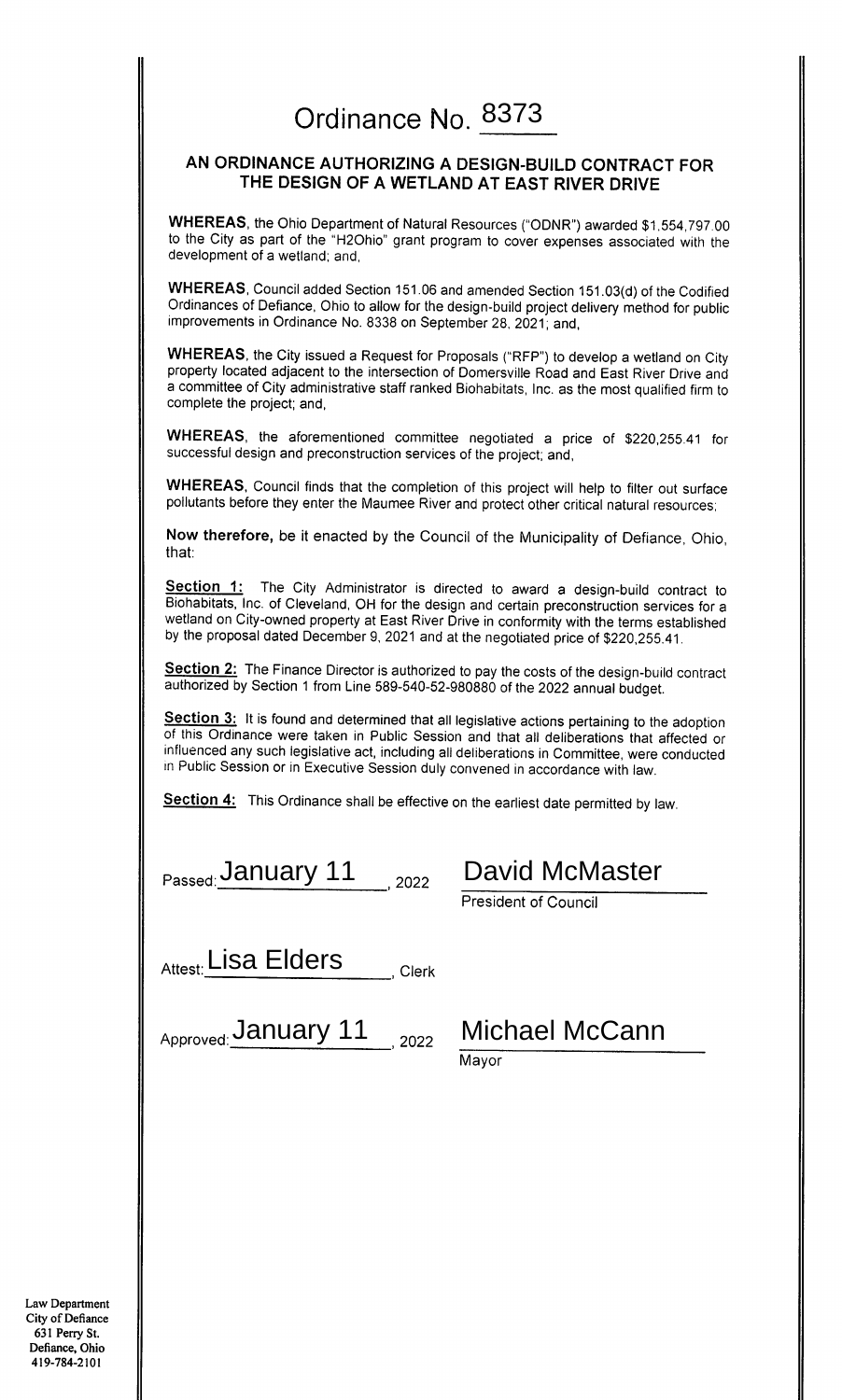# Ordinance No. 8373

## AN ORDINANCE AUTHORIZING A DESIGN-BUILD CONTRACT FOR THE DESIGN OF A WETLAND AT EAST RIVER DRIVE

**WHEREAS**, the Ohio Department of Natural Resources ("ODNR") awarded $1,554,797.00 to the City as part of the "H2Ohio" grant program to cover expenses associated with the development of a wetland; and,

**WHEREAS**, Council added Section 151.06 and amended Section 151.03(d) of the Codified Ordinances of Defiance, Ohio to allow for the design-build project delivery method for public improvements in Ordinance No. 8338 on September 28, 2021; and,

**WHEREAS**, the City issued a Request for Proposals ("RFP") to develop a wetland on City property located adjacent to the intersection of Domersville Road and East River Drive and a committee of City administrative staff ranked Biohabitats, Inc. as the most qualified firm to complete the project; and,

**WHEREAS**, the aforementioned committee negotiated a price of $220,255.41 for successful design and preconstruction services of the project; and,

**WHEREAS**, Council finds that the completion of this project will help to filter out surface pollutants before they enter the Maumee River and protect other critical natural resources;

**Now therefore,** be it enacted by the Council of the Municipality of Defiance, Ohio, that:

**Section 1:** The City Administrator is directed to award a design-build contract to Biohabitats, Inc. of Cleveland, OH for the design and certain preconstruction services for a wetland on City-owned property at East River Drive in conformity with the terms established by the proposal dated December 9, 2021 and at the negotiated price of $220,255.41.

**Section 2:** The Finance Director is authorized to pay the costs of the design-build contract authorized by Section 1 from Line 589-540-52-980880 of the 2022 annual budget.

**Section 3:** It is found and determined that all legislative actions pertaining to the adoption of this Ordinance were taken in Public Session and that all deliberations that affected or influenced any such legislative act, including all deliberations in Committee, were conducted in Public Session or in Executive Session duly convened in accordance with law.

**Section 4:** This Ordinance shall be effective on the earliest date permitted by law.

Passed: January 11, 2022

David McMaster
President of Council

Attest: Lisa Elders, Clerk

Approved: January 11, 2022

Michael McCann
Mayor

Law Department
City of Defiance
631 Perry St.
Defiance, Ohio
419-784-2101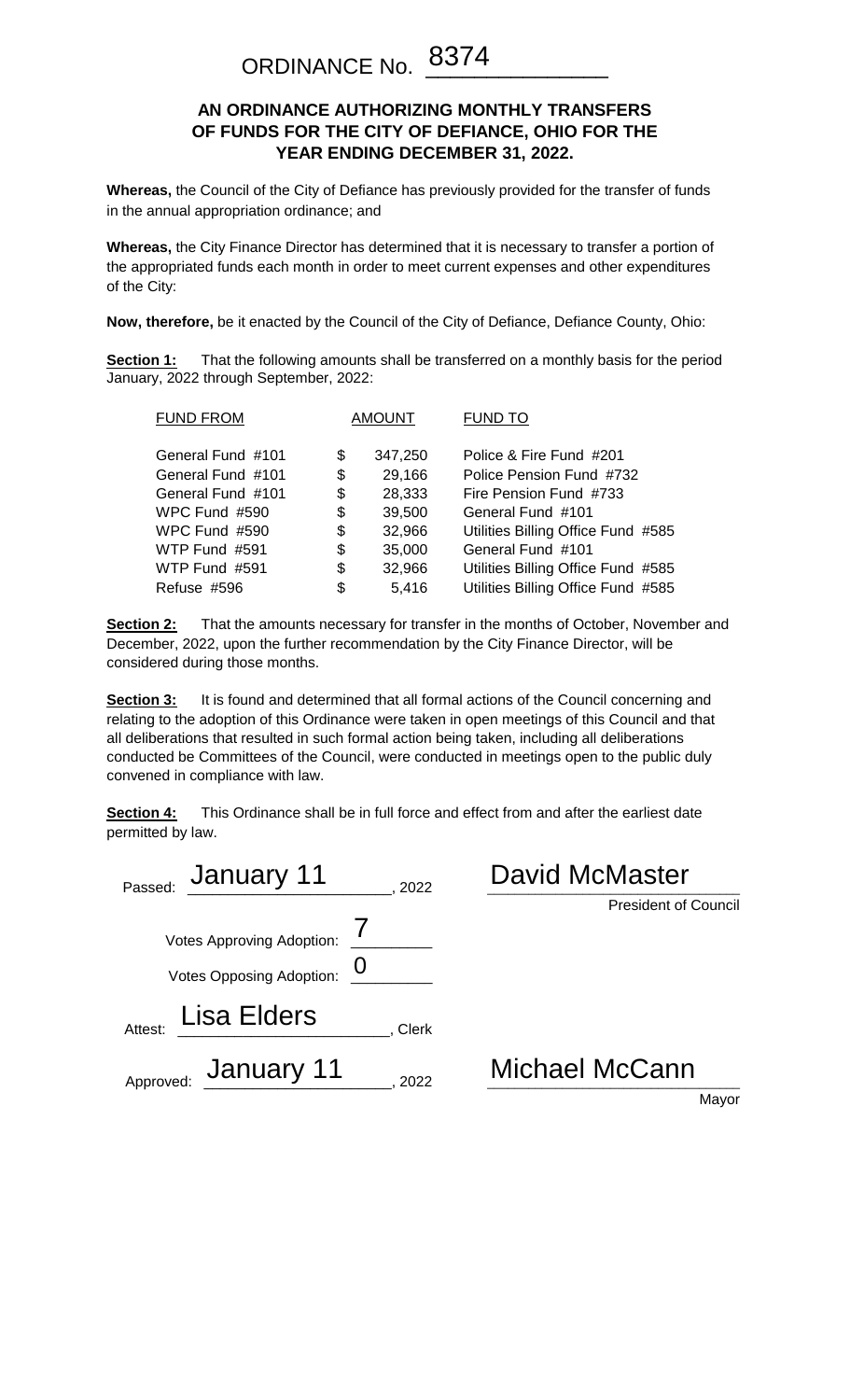# ORDINANCE No. 8374

## AN ORDINANCE AUTHORIZING MONTHLY TRANSFERS OF FUNDS FOR THE CITY OF DEFIANCE, OHIO FOR THE YEAR ENDING DECEMBER 31, 2022.

**Whereas,** the Council of the City of Defiance has previously provided for the transfer of funds in the annual appropriation ordinance; and

**Whereas,** the City Finance Director has determined that it is necessary to transfer a portion of the appropriated funds each month in order to meet current expenses and other expenditures of the City:

**Now, therefore,** be it enacted by the Council of the City of Defiance, Defiance County, Ohio:

**Section 1:** That the following amounts shall be transferred on a monthly basis for the period January, 2022 through September, 2022:

| FUND FROM | AMOUNT | FUND TO |
|---|---|---|
| General Fund #101 | $ 347,250 | Police & Fire Fund #201 |
| General Fund #101 | $ 29,166 | Police Pension Fund #732 |
| General Fund #101 | $ 28,333 | Fire Pension Fund #733 |
| WPC Fund #590 | $ 39,500 | General Fund #101 |
| WPC Fund #590 | $ 32,966 | Utilities Billing Office Fund #585 |
| WTP Fund #591 | $ 35,000 | General Fund #101 |
| WTP Fund #591 | $ 32,966 | Utilities Billing Office Fund #585 |
| Refuse #596 | $ 5,416 | Utilities Billing Office Fund #585 |

**Section 2:** That the amounts necessary for transfer in the months of October, November and December, 2022, upon the further recommendation by the City Finance Director, will be considered during those months.

**Section 3:** It is found and determined that all formal actions of the Council concerning and relating to the adoption of this Ordinance were taken in open meetings of this Council and that all deliberations that resulted in such formal action being taken, including all deliberations conducted be Committees of the Council, were conducted in meetings open to the public duly convened in compliance with law.

**Section 4:** This Ordinance shall be in full force and effect from and after the earliest date permitted by law.

Passed: January 11, 2022

David McMaster
President of Council

Votes Approving Adoption: 7

Votes Opposing Adoption: 0

Attest: Lisa Elders, Clerk

Approved: January 11, 2022

Michael McCann
Mayor